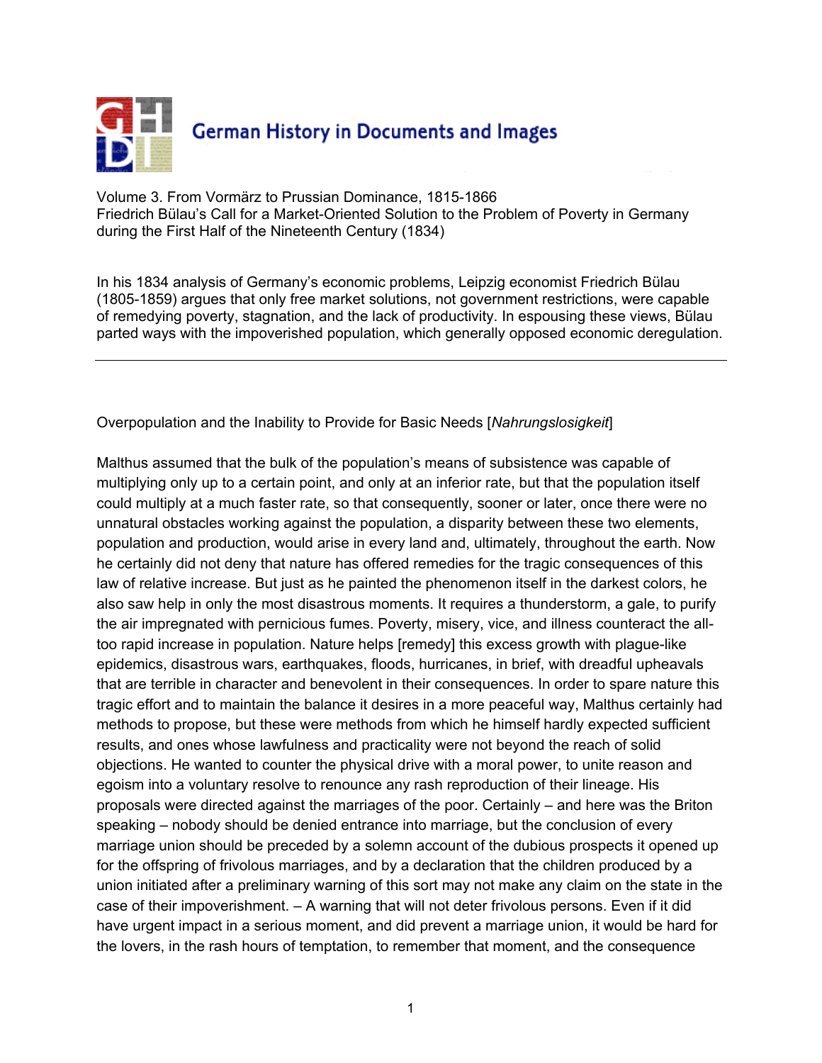German History in Documents and Images

Volume 3. From Vormärz to Prussian Dominance, 1815-1866
Friedrich Bülau's Call for a Market-Oriented Solution to the Problem of Poverty in Germany during the First Half of the Nineteenth Century (1834)

In his 1834 analysis of Germany's economic problems, Leipzig economist Friedrich Bülau (1805-1859) argues that only free market solutions, not government restrictions, were capable of remedying poverty, stagnation, and the lack of productivity. In espousing these views, Bülau parted ways with the impoverished population, which generally opposed economic deregulation.

---

Overpopulation and the Inability to Provide for Basic Needs [*Nahrungslosigkeit*]

Malthus assumed that the bulk of the population's means of subsistence was capable of multiplying only up to a certain point, and only at an inferior rate, but that the population itself could multiply at a much faster rate, so that consequently, sooner or later, once there were no unnatural obstacles working against the population, a disparity between these two elements, population and production, would arise in every land and, ultimately, throughout the earth. Now he certainly did not deny that nature has offered remedies for the tragic consequences of this law of relative increase. But just as he painted the phenomenon itself in the darkest colors, he also saw help in only the most disastrous moments. It requires a thunderstorm, a gale, to purify the air impregnated with pernicious fumes. Poverty, misery, vice, and illness counteract the all-too rapid increase in population. Nature helps [remedy] this excess growth with plague-like epidemics, disastrous wars, earthquakes, floods, hurricanes, in brief, with dreadful upheavals that are terrible in character and benevolent in their consequences. In order to spare nature this tragic effort and to maintain the balance it desires in a more peaceful way, Malthus certainly had methods to propose, but these were methods from which he himself hardly expected sufficient results, and ones whose lawfulness and practicality were not beyond the reach of solid objections. He wanted to counter the physical drive with a moral power, to unite reason and egoism into a voluntary resolve to renounce any rash reproduction of their lineage. His proposals were directed against the marriages of the poor. Certainly – and here was the Briton speaking – nobody should be denied entrance into marriage, but the conclusion of every marriage union should be preceded by a solemn account of the dubious prospects it opened up for the offspring of frivolous marriages, and by a declaration that the children produced by a union initiated after a preliminary warning of this sort may not make any claim on the state in the case of their impoverishment. – A warning that will not deter frivolous persons. Even if it did have urgent impact in a serious moment, and did prevent a marriage union, it would be hard for the lovers, in the rash hours of temptation, to remember that moment, and the consequence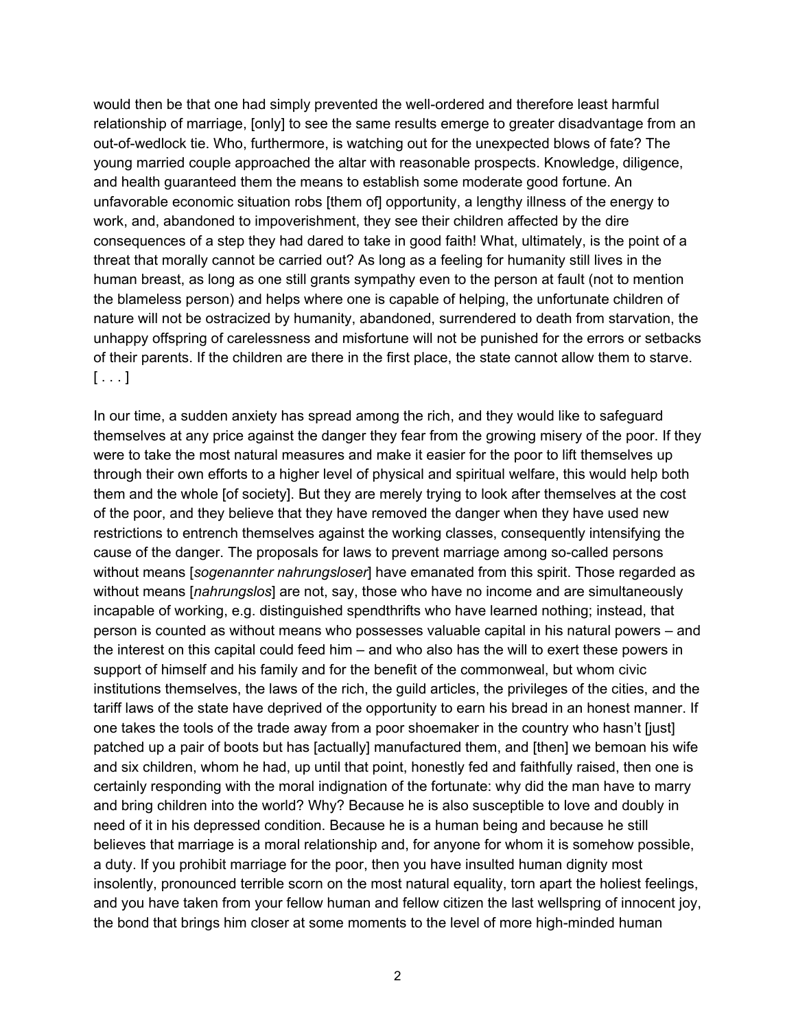would then be that one had simply prevented the well-ordered and therefore least harmful relationship of marriage, [only] to see the same results emerge to greater disadvantage from an out-of-wedlock tie. Who, furthermore, is watching out for the unexpected blows of fate? The young married couple approached the altar with reasonable prospects. Knowledge, diligence, and health guaranteed them the means to establish some moderate good fortune. An unfavorable economic situation robs [them of] opportunity, a lengthy illness of the energy to work, and, abandoned to impoverishment, they see their children affected by the dire consequences of a step they had dared to take in good faith! What, ultimately, is the point of a threat that morally cannot be carried out? As long as a feeling for humanity still lives in the human breast, as long as one still grants sympathy even to the person at fault (not to mention the blameless person) and helps where one is capable of helping, the unfortunate children of nature will not be ostracized by humanity, abandoned, surrendered to death from starvation, the unhappy offspring of carelessness and misfortune will not be punished for the errors or setbacks of their parents. If the children are there in the first place, the state cannot allow them to starve. [ . . . ]

In our time, a sudden anxiety has spread among the rich, and they would like to safeguard themselves at any price against the danger they fear from the growing misery of the poor. If they were to take the most natural measures and make it easier for the poor to lift themselves up through their own efforts to a higher level of physical and spiritual welfare, this would help both them and the whole [of society]. But they are merely trying to look after themselves at the cost of the poor, and they believe that they have removed the danger when they have used new restrictions to entrench themselves against the working classes, consequently intensifying the cause of the danger. The proposals for laws to prevent marriage among so-called persons without means [*sogenannter nahrungsloser*] have emanated from this spirit. Those regarded as without means [*nahrungslos*] are not, say, those who have no income and are simultaneously incapable of working, e.g. distinguished spendthrifts who have learned nothing; instead, that person is counted as without means who possesses valuable capital in his natural powers – and the interest on this capital could feed him – and who also has the will to exert these powers in support of himself and his family and for the benefit of the commonweal, but whom civic institutions themselves, the laws of the rich, the guild articles, the privileges of the cities, and the tariff laws of the state have deprived of the opportunity to earn his bread in an honest manner. If one takes the tools of the trade away from a poor shoemaker in the country who hasn't [just] patched up a pair of boots but has [actually] manufactured them, and [then] we bemoan his wife and six children, whom he had, up until that point, honestly fed and faithfully raised, then one is certainly responding with the moral indignation of the fortunate: why did the man have to marry and bring children into the world? Why? Because he is also susceptible to love and doubly in need of it in his depressed condition. Because he is a human being and because he still believes that marriage is a moral relationship and, for anyone for whom it is somehow possible, a duty. If you prohibit marriage for the poor, then you have insulted human dignity most insolently, pronounced terrible scorn on the most natural equality, torn apart the holiest feelings, and you have taken from your fellow human and fellow citizen the last wellspring of innocent joy, the bond that brings him closer at some moments to the level of more high-minded human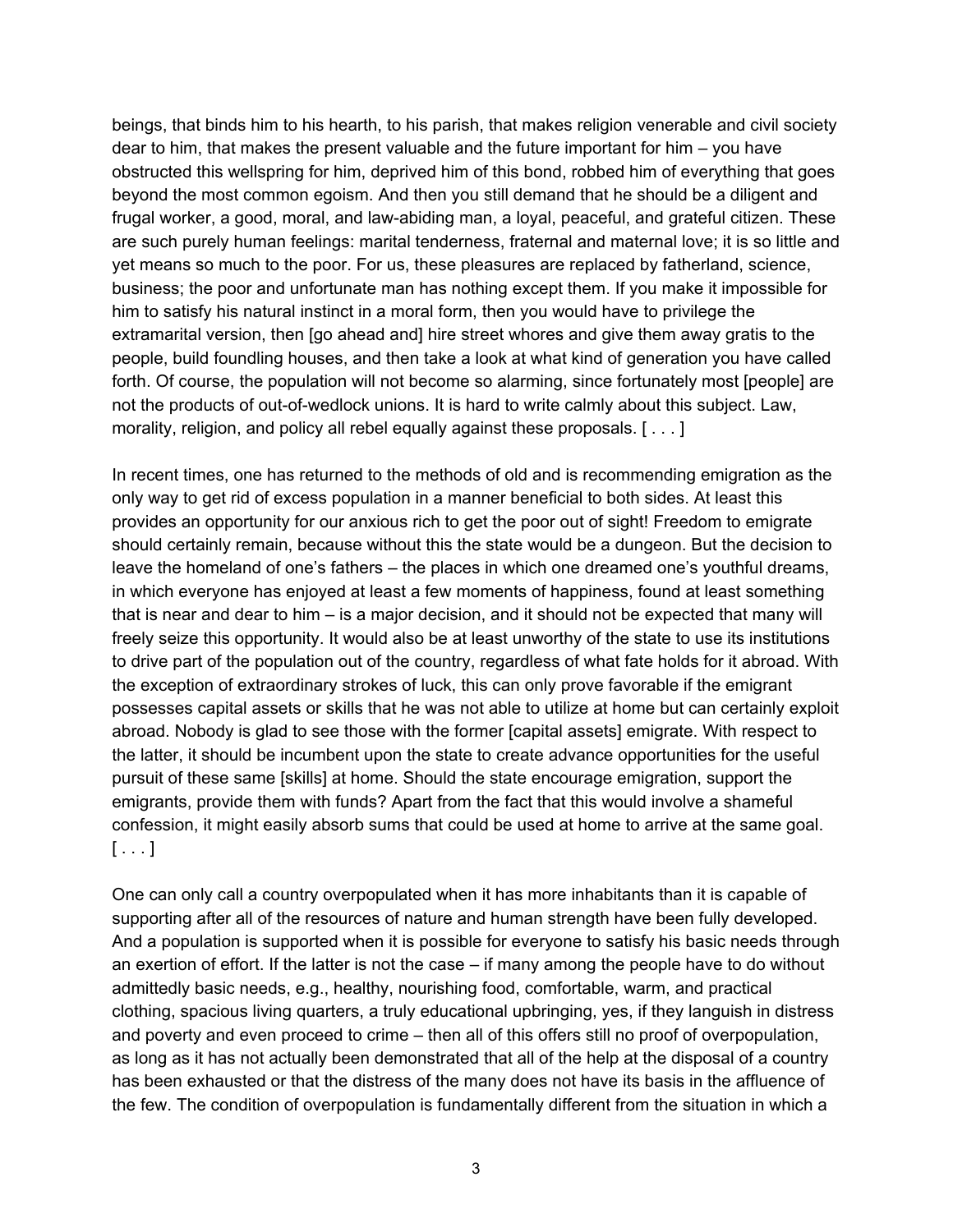beings, that binds him to his hearth, to his parish, that makes religion venerable and civil society dear to him, that makes the present valuable and the future important for him – you have obstructed this wellspring for him, deprived him of this bond, robbed him of everything that goes beyond the most common egoism. And then you still demand that he should be a diligent and frugal worker, a good, moral, and law-abiding man, a loyal, peaceful, and grateful citizen. These are such purely human feelings: marital tenderness, fraternal and maternal love; it is so little and yet means so much to the poor. For us, these pleasures are replaced by fatherland, science, business; the poor and unfortunate man has nothing except them. If you make it impossible for him to satisfy his natural instinct in a moral form, then you would have to privilege the extramarital version, then [go ahead and] hire street whores and give them away gratis to the people, build foundling houses, and then take a look at what kind of generation you have called forth. Of course, the population will not become so alarming, since fortunately most [people] are not the products of out-of-wedlock unions. It is hard to write calmly about this subject. Law, morality, religion, and policy all rebel equally against these proposals. [ . . . ]

In recent times, one has returned to the methods of old and is recommending emigration as the only way to get rid of excess population in a manner beneficial to both sides. At least this provides an opportunity for our anxious rich to get the poor out of sight! Freedom to emigrate should certainly remain, because without this the state would be a dungeon. But the decision to leave the homeland of one's fathers – the places in which one dreamed one's youthful dreams, in which everyone has enjoyed at least a few moments of happiness, found at least something that is near and dear to him – is a major decision, and it should not be expected that many will freely seize this opportunity. It would also be at least unworthy of the state to use its institutions to drive part of the population out of the country, regardless of what fate holds for it abroad. With the exception of extraordinary strokes of luck, this can only prove favorable if the emigrant possesses capital assets or skills that he was not able to utilize at home but can certainly exploit abroad. Nobody is glad to see those with the former [capital assets] emigrate. With respect to the latter, it should be incumbent upon the state to create advance opportunities for the useful pursuit of these same [skills] at home. Should the state encourage emigration, support the emigrants, provide them with funds? Apart from the fact that this would involve a shameful confession, it might easily absorb sums that could be used at home to arrive at the same goal. [ . . . ]

One can only call a country overpopulated when it has more inhabitants than it is capable of supporting after all of the resources of nature and human strength have been fully developed. And a population is supported when it is possible for everyone to satisfy his basic needs through an exertion of effort. If the latter is not the case – if many among the people have to do without admittedly basic needs, e.g., healthy, nourishing food, comfortable, warm, and practical clothing, spacious living quarters, a truly educational upbringing, yes, if they languish in distress and poverty and even proceed to crime – then all of this offers still no proof of overpopulation, as long as it has not actually been demonstrated that all of the help at the disposal of a country has been exhausted or that the distress of the many does not have its basis in the affluence of the few. The condition of overpopulation is fundamentally different from the situation in which a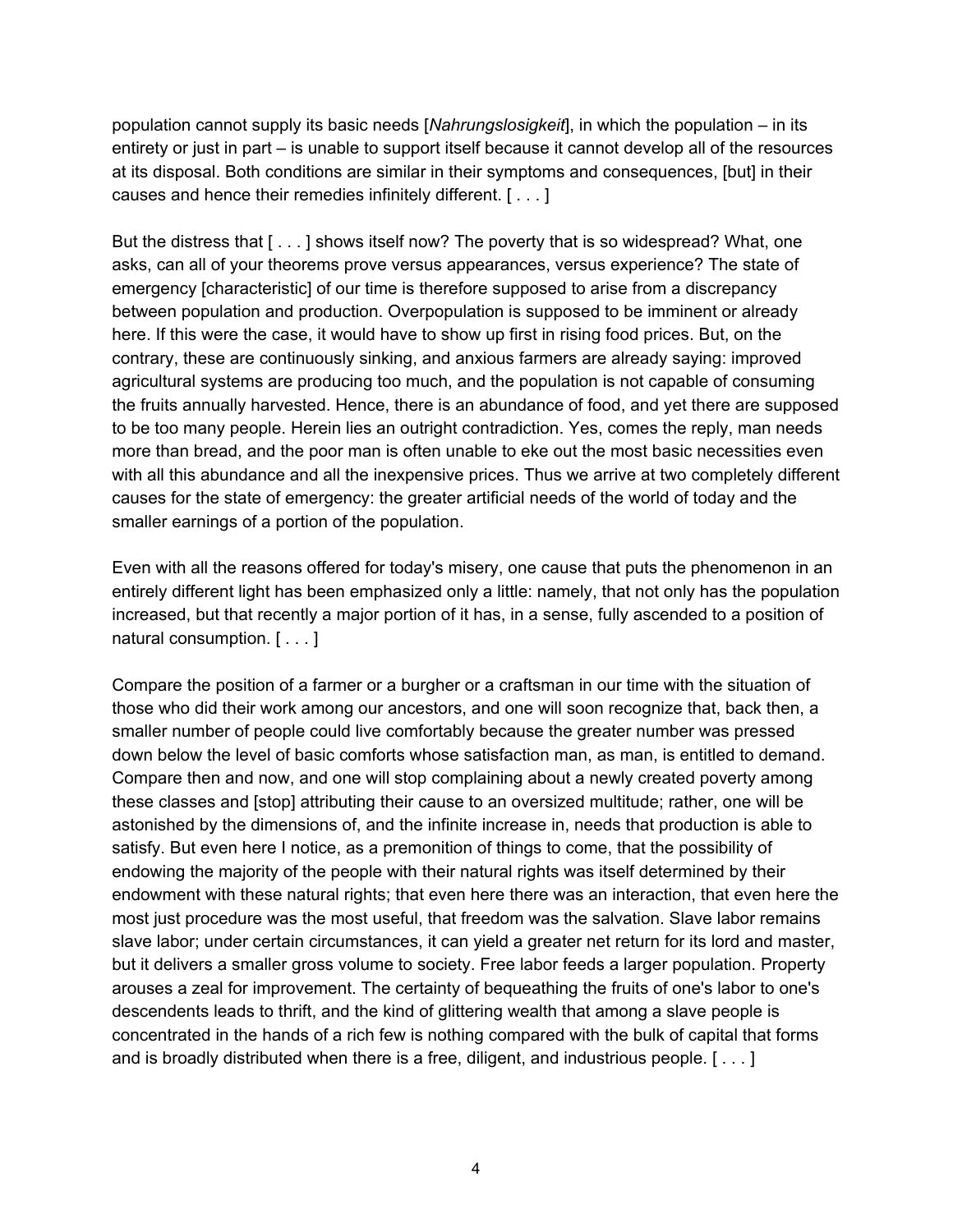population cannot supply its basic needs [*Nahrungslosigkeit*], in which the population – in its entirety or just in part – is unable to support itself because it cannot develop all of the resources at its disposal. Both conditions are similar in their symptoms and consequences, [but] in their causes and hence their remedies infinitely different. [ . . . ]

But the distress that [ . . . ] shows itself now? The poverty that is so widespread? What, one asks, can all of your theorems prove versus appearances, versus experience? The state of emergency [characteristic] of our time is therefore supposed to arise from a discrepancy between population and production. Overpopulation is supposed to be imminent or already here. If this were the case, it would have to show up first in rising food prices. But, on the contrary, these are continuously sinking, and anxious farmers are already saying: improved agricultural systems are producing too much, and the population is not capable of consuming the fruits annually harvested. Hence, there is an abundance of food, and yet there are supposed to be too many people. Herein lies an outright contradiction. Yes, comes the reply, man needs more than bread, and the poor man is often unable to eke out the most basic necessities even with all this abundance and all the inexpensive prices. Thus we arrive at two completely different causes for the state of emergency: the greater artificial needs of the world of today and the smaller earnings of a portion of the population.

Even with all the reasons offered for today's misery, one cause that puts the phenomenon in an entirely different light has been emphasized only a little: namely, that not only has the population increased, but that recently a major portion of it has, in a sense, fully ascended to a position of natural consumption. [ . . . ]

Compare the position of a farmer or a burgher or a craftsman in our time with the situation of those who did their work among our ancestors, and one will soon recognize that, back then, a smaller number of people could live comfortably because the greater number was pressed down below the level of basic comforts whose satisfaction man, as man, is entitled to demand. Compare then and now, and one will stop complaining about a newly created poverty among these classes and [stop] attributing their cause to an oversized multitude; rather, one will be astonished by the dimensions of, and the infinite increase in, needs that production is able to satisfy. But even here I notice, as a premonition of things to come, that the possibility of endowing the majority of the people with their natural rights was itself determined by their endowment with these natural rights; that even here there was an interaction, that even here the most just procedure was the most useful, that freedom was the salvation. Slave labor remains slave labor; under certain circumstances, it can yield a greater net return for its lord and master, but it delivers a smaller gross volume to society. Free labor feeds a larger population. Property arouses a zeal for improvement. The certainty of bequeathing the fruits of one's labor to one's descendents leads to thrift, and the kind of glittering wealth that among a slave people is concentrated in the hands of a rich few is nothing compared with the bulk of capital that forms and is broadly distributed when there is a free, diligent, and industrious people. [ . . . ]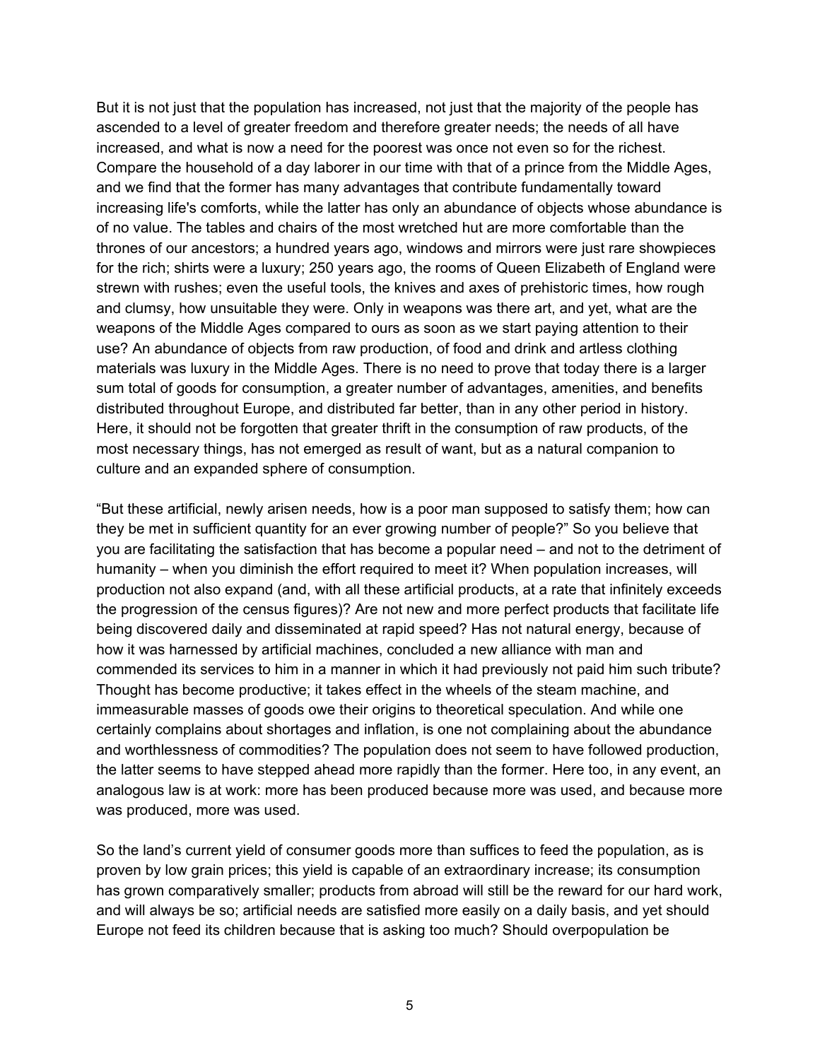But it is not just that the population has increased, not just that the majority of the people has ascended to a level of greater freedom and therefore greater needs; the needs of all have increased, and what is now a need for the poorest was once not even so for the richest. Compare the household of a day laborer in our time with that of a prince from the Middle Ages, and we find that the former has many advantages that contribute fundamentally toward increasing life's comforts, while the latter has only an abundance of objects whose abundance is of no value. The tables and chairs of the most wretched hut are more comfortable than the thrones of our ancestors; a hundred years ago, windows and mirrors were just rare showpieces for the rich; shirts were a luxury; 250 years ago, the rooms of Queen Elizabeth of England were strewn with rushes; even the useful tools, the knives and axes of prehistoric times, how rough and clumsy, how unsuitable they were. Only in weapons was there art, and yet, what are the weapons of the Middle Ages compared to ours as soon as we start paying attention to their use? An abundance of objects from raw production, of food and drink and artless clothing materials was luxury in the Middle Ages. There is no need to prove that today there is a larger sum total of goods for consumption, a greater number of advantages, amenities, and benefits distributed throughout Europe, and distributed far better, than in any other period in history. Here, it should not be forgotten that greater thrift in the consumption of raw products, of the most necessary things, has not emerged as result of want, but as a natural companion to culture and an expanded sphere of consumption.

“But these artificial, newly arisen needs, how is a poor man supposed to satisfy them; how can they be met in sufficient quantity for an ever growing number of people?” So you believe that you are facilitating the satisfaction that has become a popular need – and not to the detriment of humanity – when you diminish the effort required to meet it? When population increases, will production not also expand (and, with all these artificial products, at a rate that infinitely exceeds the progression of the census figures)? Are not new and more perfect products that facilitate life being discovered daily and disseminated at rapid speed? Has not natural energy, because of how it was harnessed by artificial machines, concluded a new alliance with man and commended its services to him in a manner in which it had previously not paid him such tribute? Thought has become productive; it takes effect in the wheels of the steam machine, and immeasurable masses of goods owe their origins to theoretical speculation. And while one certainly complains about shortages and inflation, is one not complaining about the abundance and worthlessness of commodities? The population does not seem to have followed production, the latter seems to have stepped ahead more rapidly than the former. Here too, in any event, an analogous law is at work: more has been produced because more was used, and because more was produced, more was used.

So the land’s current yield of consumer goods more than suffices to feed the population, as is proven by low grain prices; this yield is capable of an extraordinary increase; its consumption has grown comparatively smaller; products from abroad will still be the reward for our hard work, and will always be so; artificial needs are satisfied more easily on a daily basis, and yet should Europe not feed its children because that is asking too much? Should overpopulation be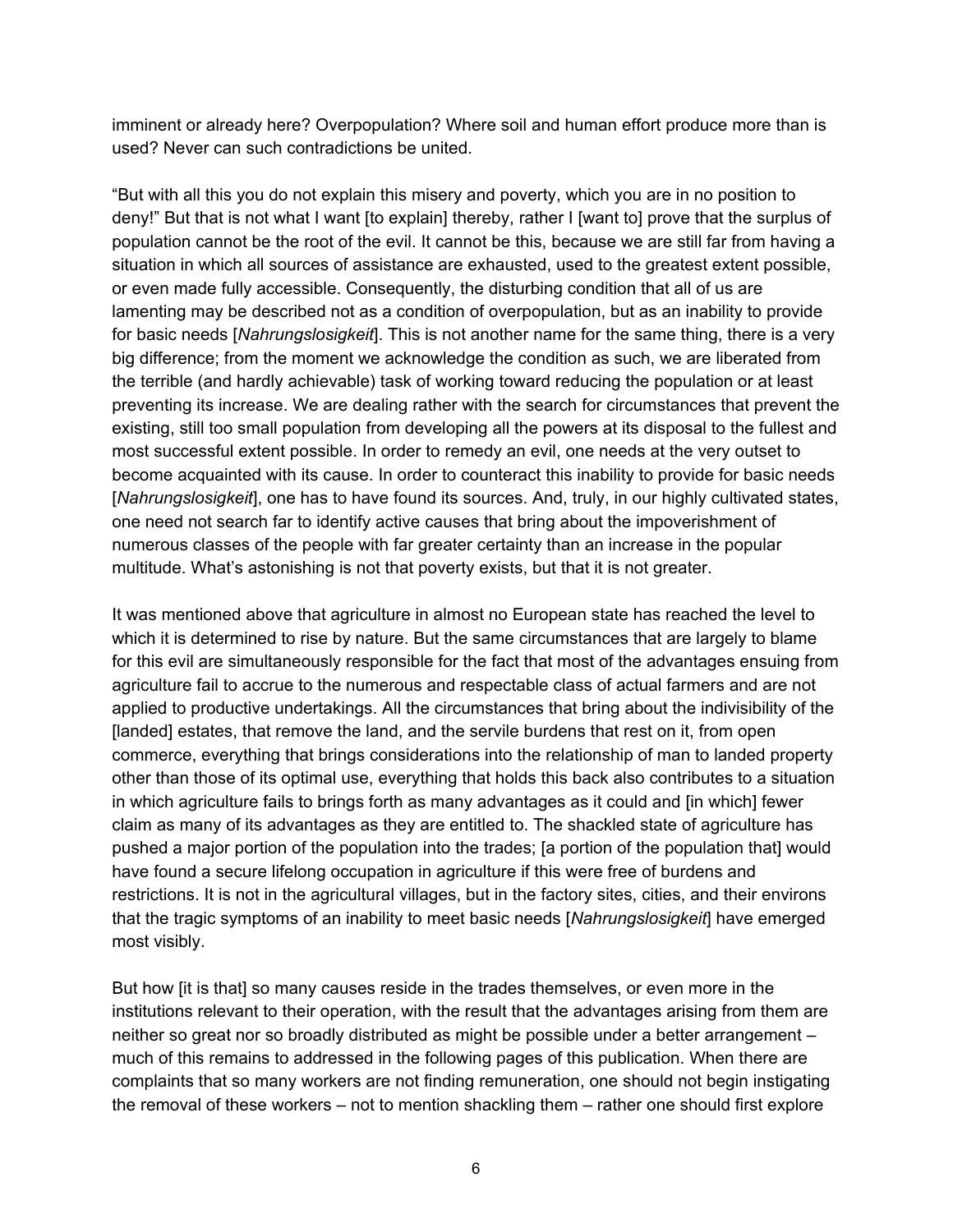imminent or already here? Overpopulation? Where soil and human effort produce more than is used? Never can such contradictions be united.

"But with all this you do not explain this misery and poverty, which you are in no position to deny!" But that is not what I want [to explain] thereby, rather I [want to] prove that the surplus of population cannot be the root of the evil. It cannot be this, because we are still far from having a situation in which all sources of assistance are exhausted, used to the greatest extent possible, or even made fully accessible. Consequently, the disturbing condition that all of us are lamenting may be described not as a condition of overpopulation, but as an inability to provide for basic needs [*Nahrungslosigkeit*]. This is not another name for the same thing, there is a very big difference; from the moment we acknowledge the condition as such, we are liberated from the terrible (and hardly achievable) task of working toward reducing the population or at least preventing its increase. We are dealing rather with the search for circumstances that prevent the existing, still too small population from developing all the powers at its disposal to the fullest and most successful extent possible. In order to remedy an evil, one needs at the very outset to become acquainted with its cause. In order to counteract this inability to provide for basic needs [*Nahrungslosigkeit*], one has to have found its sources. And, truly, in our highly cultivated states, one need not search far to identify active causes that bring about the impoverishment of numerous classes of the people with far greater certainty than an increase in the popular multitude. What's astonishing is not that poverty exists, but that it is not greater.

It was mentioned above that agriculture in almost no European state has reached the level to which it is determined to rise by nature. But the same circumstances that are largely to blame for this evil are simultaneously responsible for the fact that most of the advantages ensuing from agriculture fail to accrue to the numerous and respectable class of actual farmers and are not applied to productive undertakings. All the circumstances that bring about the indivisibility of the [landed] estates, that remove the land, and the servile burdens that rest on it, from open commerce, everything that brings considerations into the relationship of man to landed property other than those of its optimal use, everything that holds this back also contributes to a situation in which agriculture fails to brings forth as many advantages as it could and [in which] fewer claim as many of its advantages as they are entitled to. The shackled state of agriculture has pushed a major portion of the population into the trades; [a portion of the population that] would have found a secure lifelong occupation in agriculture if this were free of burdens and restrictions. It is not in the agricultural villages, but in the factory sites, cities, and their environs that the tragic symptoms of an inability to meet basic needs [*Nahrungslosigkeit*] have emerged most visibly.

But how [it is that] so many causes reside in the trades themselves, or even more in the institutions relevant to their operation, with the result that the advantages arising from them are neither so great nor so broadly distributed as might be possible under a better arrangement – much of this remains to addressed in the following pages of this publication. When there are complaints that so many workers are not finding remuneration, one should not begin instigating the removal of these workers – not to mention shackling them – rather one should first explore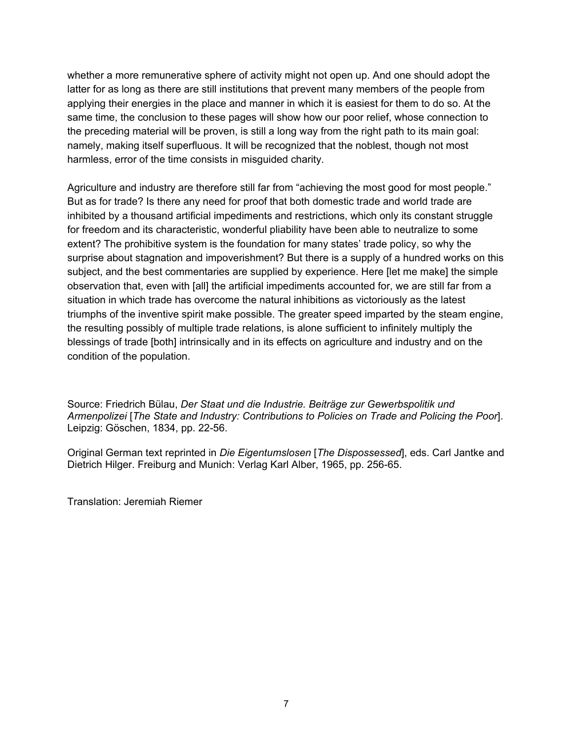whether a more remunerative sphere of activity might not open up. And one should adopt the latter for as long as there are still institutions that prevent many members of the people from applying their energies in the place and manner in which it is easiest for them to do so. At the same time, the conclusion to these pages will show how our poor relief, whose connection to the preceding material will be proven, is still a long way from the right path to its main goal: namely, making itself superfluous. It will be recognized that the noblest, though not most harmless, error of the time consists in misguided charity.

Agriculture and industry are therefore still far from "achieving the most good for most people." But as for trade? Is there any need for proof that both domestic trade and world trade are inhibited by a thousand artificial impediments and restrictions, which only its constant struggle for freedom and its characteristic, wonderful pliability have been able to neutralize to some extent? The prohibitive system is the foundation for many states' trade policy, so why the surprise about stagnation and impoverishment? But there is a supply of a hundred works on this subject, and the best commentaries are supplied by experience. Here [let me make] the simple observation that, even with [all] the artificial impediments accounted for, we are still far from a situation in which trade has overcome the natural inhibitions as victoriously as the latest triumphs of the inventive spirit make possible. The greater speed imparted by the steam engine, the resulting possibly of multiple trade relations, is alone sufficient to infinitely multiply the blessings of trade [both] intrinsically and in its effects on agriculture and industry and on the condition of the population.

Source: Friedrich Bülau, *Der Staat und die Industrie. Beiträge zur Gewerbspolitik und Armenpolizei* [*The State and Industry: Contributions to Policies on Trade and Policing the Poor*]. Leipzig: Göschen, 1834, pp. 22-56.

Original German text reprinted in *Die Eigentumslosen* [*The Dispossessed*], eds. Carl Jantke and Dietrich Hilger. Freiburg and Munich: Verlag Karl Alber, 1965, pp. 256-65.

Translation: Jeremiah Riemer